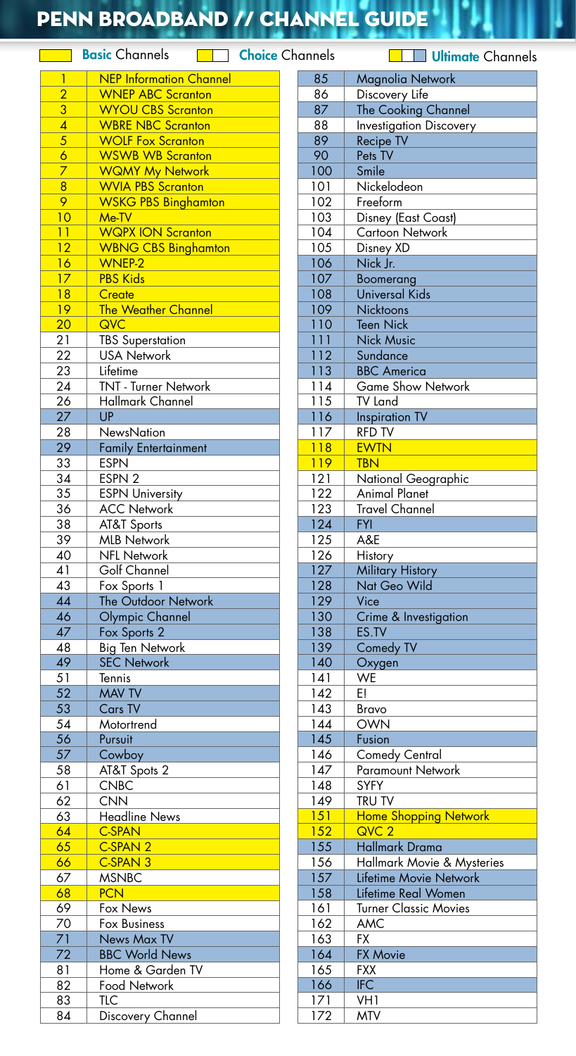# PENN BROADBAND // CHANNEL GUIDE

**Basic** Channels | **Choice** Channels | **Ultimate** Channels

| Ch. | Channel |
|---|---|
| 1 | NEP Information Channel |
| 2 | WNEP ABC Scranton |
| 3 | WYOU CBS Scranton |
| 4 | WBRE NBC Scranton |
| 5 | WOLF Fox Scranton |
| 6 | WSWB WB Scranton |
| 7 | WQMY My Network |
| 8 | WVIA PBS Scranton |
| 9 | WSKG PBS Binghamton |
| 10 | Me-TV |
| 11 | WQPX ION Scranton |
| 12 | WBNG CBS Binghamton |
| 16 | WNEP-2 |
| 17 | PBS Kids |
| 18 | Create |
| 19 | The Weather Channel |
| 20 | QVC |
| 21 | TBS Superstation |
| 22 | USA Network |
| 23 | Lifetime |
| 24 | TNT - Turner Network |
| 26 | Hallmark Channel |
| 27 | UP |
| 28 | NewsNation |
| 29 | Family Entertainment |
| 33 | ESPN |
| 34 | ESPN 2 |
| 35 | ESPN University |
| 36 | ACC Network |
| 38 | AT&T Sports |
| 39 | MLB Network |
| 40 | NFL Network |
| 41 | Golf Channel |
| 43 | Fox Sports 1 |
| 44 | The Outdoor Network |
| 46 | Olympic Channel |
| 47 | Fox Sports 2 |
| 48 | Big Ten Network |
| 49 | SEC Network |
| 51 | Tennis |
| 52 | MAV TV |
| 53 | Cars TV |
| 54 | Motortrend |
| 56 | Pursuit |
| 57 | Cowboy |
| 58 | AT&T Spots 2 |
| 61 | CNBC |
| 62 | CNN |
| 63 | Headline News |
| 64 | C-SPAN |
| 65 | C-SPAN 2 |
| 66 | C-SPAN 3 |
| 67 | MSNBC |
| 68 | PCN |
| 69 | Fox News |
| 70 | Fox Business |
| 71 | News Max TV |
| 72 | BBC World News |
| 81 | Home & Garden TV |
| 82 | Food Network |
| 83 | TLC |
| 84 | Discovery Channel |
| 85 | Magnolia Network |
| 86 | Discovery Life |
| 87 | The Cooking Channel |
| 88 | Investigation Discovery |
| 89 | Recipe TV |
| 90 | Pets TV |
| 100 | Smile |
| 101 | Nickelodeon |
| 102 | Freeform |
| 103 | Disney (East Coast) |
| 104 | Cartoon Network |
| 105 | Disney XD |
| 106 | Nick Jr. |
| 107 | Boomerang |
| 108 | Universal Kids |
| 109 | Nicktoons |
| 110 | Teen Nick |
| 111 | Nick Music |
| 112 | Sundance |
| 113 | BBC America |
| 114 | Game Show Network |
| 115 | TV Land |
| 116 | Inspiration TV |
| 117 | RFD TV |
| 118 | EWTN |
| 119 | TBN |
| 121 | National Geographic |
| 122 | Animal Planet |
| 123 | Travel Channel |
| 124 | FYI |
| 125 | A&E |
| 126 | History |
| 127 | Military History |
| 128 | Nat Geo Wild |
| 129 | Vice |
| 130 | Crime & Investigation |
| 138 | ES.TV |
| 139 | Comedy TV |
| 140 | Oxygen |
| 141 | WE |
| 142 | E! |
| 143 | Bravo |
| 144 | OWN |
| 145 | Fusion |
| 146 | Comedy Central |
| 147 | Paramount Network |
| 148 | SYFY |
| 149 | TRU TV |
| 151 | Home Shopping Network |
| 152 | QVC 2 |
| 155 | Hallmark Drama |
| 156 | Hallmark Movie & Mysteries |
| 157 | Lifetime Movie Network |
| 158 | Lifetime Real Women |
| 161 | Turner Classic Movies |
| 162 | AMC |
| 163 | FX |
| 164 | FX Movie |
| 165 | FXX |
| 166 | IFC |
| 171 | VH1 |
| 172 | MTV |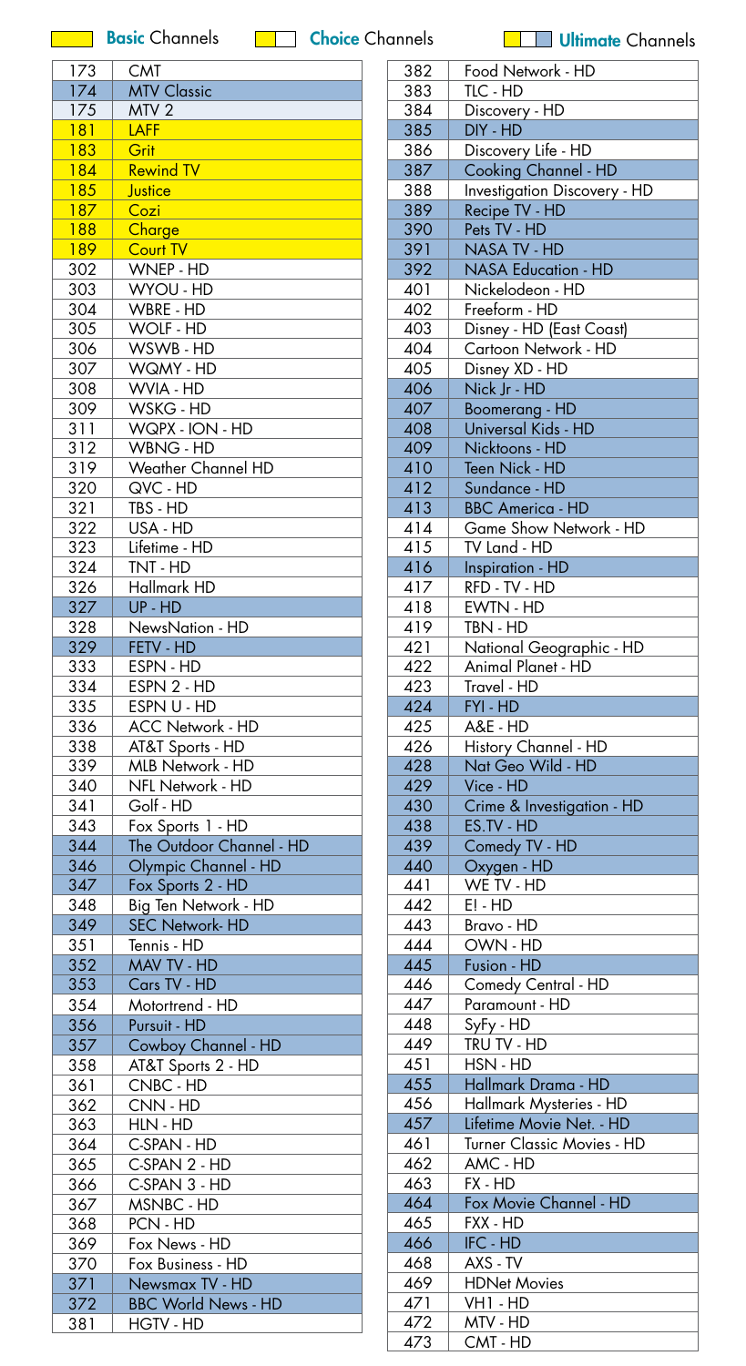Basic Channels | Choice Channels | Ultimate Channels

| | |
|---|---|
| 173 | CMT |
| 174 | MTV Classic |
| 175 | MTV 2 |
| 181 | LAFF |
| 183 | Grit |
| 184 | Rewind TV |
| 185 | Justice |
| 187 | Cozi |
| 188 | Charge |
| 189 | Court TV |
| 302 | WNEP - HD |
| 303 | WYOU - HD |
| 304 | WBRE - HD |
| 305 | WOLF - HD |
| 306 | WSWB - HD |
| 307 | WQMY - HD |
| 308 | WVIA - HD |
| 309 | WSKG - HD |
| 311 | WQPX - ION - HD |
| 312 | WBNG - HD |
| 319 | Weather Channel HD |
| 320 | QVC - HD |
| 321 | TBS - HD |
| 322 | USA - HD |
| 323 | Lifetime - HD |
| 324 | TNT - HD |
| 326 | Hallmark HD |
| 327 | UP - HD |
| 328 | NewsNation - HD |
| 329 | FETV - HD |
| 333 | ESPN - HD |
| 334 | ESPN 2 - HD |
| 335 | ESPN U - HD |
| 336 | ACC Network - HD |
| 338 | AT&T Sports - HD |
| 339 | MLB Network - HD |
| 340 | NFL Network - HD |
| 341 | Golf - HD |
| 343 | Fox Sports 1 - HD |
| 344 | The Outdoor Channel - HD |
| 346 | Olympic Channel - HD |
| 347 | Fox Sports 2 - HD |
| 348 | Big Ten Network - HD |
| 349 | SEC Network- HD |
| 351 | Tennis - HD |
| 352 | MAV TV - HD |
| 353 | Cars TV - HD |
| 354 | Motortrend - HD |
| 356 | Pursuit - HD |
| 357 | Cowboy Channel - HD |
| 358 | AT&T Sports 2 - HD |
| 361 | CNBC - HD |
| 362 | CNN - HD |
| 363 | HLN - HD |
| 364 | C-SPAN - HD |
| 365 | C-SPAN 2 - HD |
| 366 | C-SPAN 3 - HD |
| 367 | MSNBC - HD |
| 368 | PCN - HD |
| 369 | Fox News - HD |
| 370 | Fox Business - HD |
| 371 | Newsmax TV - HD |
| 372 | BBC World News - HD |
| 381 | HGTV - HD |
| 382 | Food Network - HD |
| 383 | TLC - HD |
| 384 | Discovery - HD |
| 385 | DIY - HD |
| 386 | Discovery Life - HD |
| 387 | Cooking Channel - HD |
| 388 | Investigation Discovery - HD |
| 389 | Recipe TV - HD |
| 390 | Pets TV - HD |
| 391 | NASA TV - HD |
| 392 | NASA Education - HD |
| 401 | Nickelodeon - HD |
| 402 | Freeform - HD |
| 403 | Disney - HD (East Coast) |
| 404 | Cartoon Network - HD |
| 405 | Disney XD - HD |
| 406 | Nick Jr - HD |
| 407 | Boomerang - HD |
| 408 | Universal Kids - HD |
| 409 | Nicktoons - HD |
| 410 | Teen Nick - HD |
| 412 | Sundance - HD |
| 413 | BBC America - HD |
| 414 | Game Show Network - HD |
| 415 | TV Land - HD |
| 416 | Inspiration - HD |
| 417 | RFD - TV - HD |
| 418 | EWTN - HD |
| 419 | TBN - HD |
| 421 | National Geographic - HD |
| 422 | Animal Planet - HD |
| 423 | Travel - HD |
| 424 | FYI - HD |
| 425 | A&E - HD |
| 426 | History Channel - HD |
| 428 | Nat Geo Wild - HD |
| 429 | Vice - HD |
| 430 | Crime & Investigation - HD |
| 438 | ES.TV - HD |
| 439 | Comedy TV - HD |
| 440 | Oxygen - HD |
| 441 | WE TV - HD |
| 442 | E! - HD |
| 443 | Bravo - HD |
| 444 | OWN - HD |
| 445 | Fusion - HD |
| 446 | Comedy Central - HD |
| 447 | Paramount - HD |
| 448 | SyFy - HD |
| 449 | TRU TV - HD |
| 451 | HSN - HD |
| 455 | Hallmark Drama - HD |
| 456 | Hallmark Mysteries - HD |
| 457 | Lifetime Movie Net. - HD |
| 461 | Turner Classic Movies - HD |
| 462 | AMC - HD |
| 463 | FX - HD |
| 464 | Fox Movie Channel - HD |
| 465 | FXX - HD |
| 466 | IFC - HD |
| 468 | AXS - TV |
| 469 | HDNet Movies |
| 471 | VH1 - HD |
| 472 | MTV - HD |
| 473 | CMT - HD |